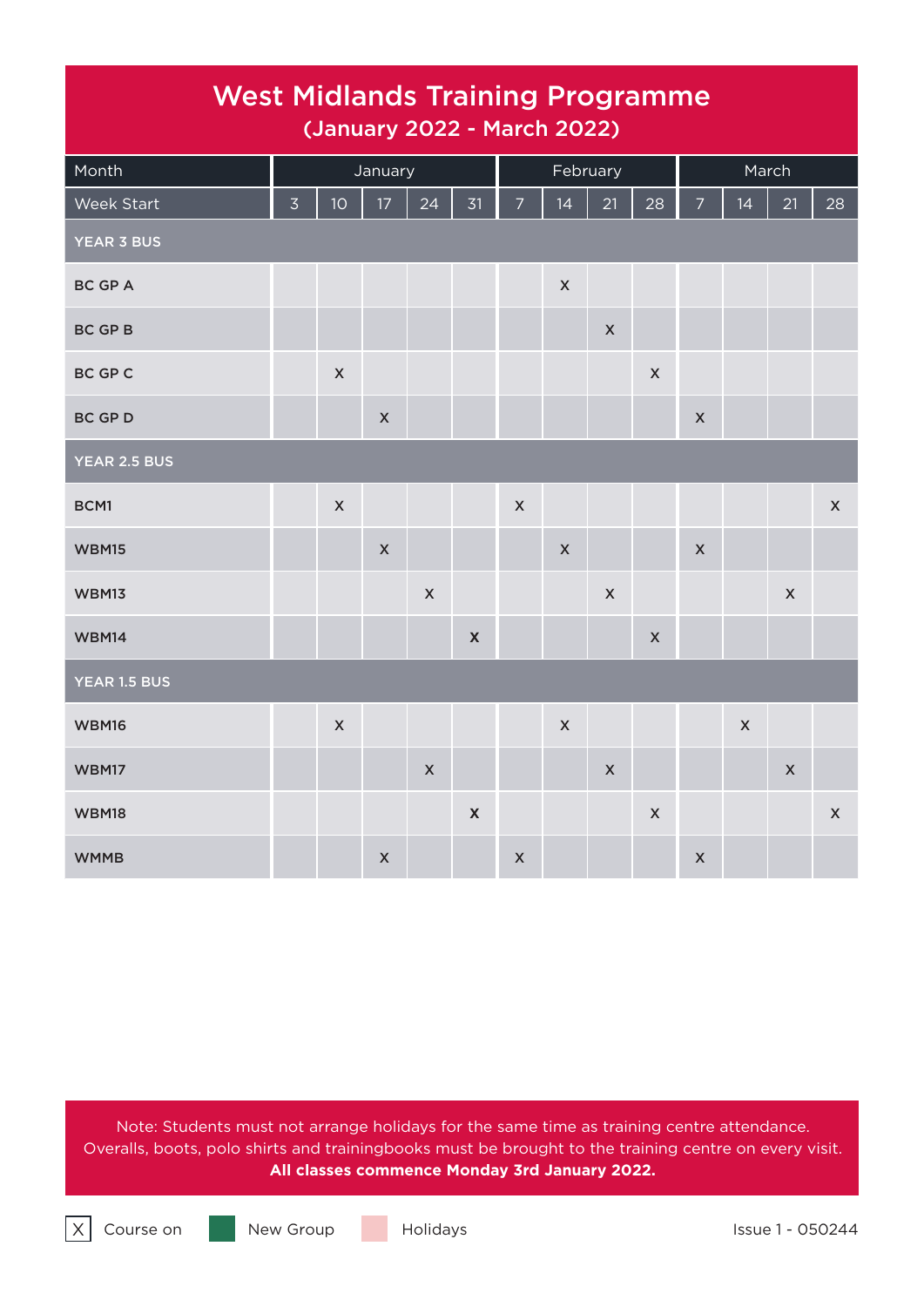# West Midlands Training Programme

## (January 2022 - March 2022)

| Month | January | | | | | February | | | | March | | | |
|---|---|---|---|---|---|---|---|---|---|---|---|---|---|
| Week Start | 3 | 10 | 17 | 24 | 31 | 7 | 14 | 21 | 28 | 7 | 14 | 21 | 28 |
| **YEAR 3 BUS** | | | | | | | | | | | | | |
| **BC GP A** | | | | | | | X | | | | | | |
| **BC GP B** | | | | | | | | X | | | | | |
| **BC GP C** | | X | | | | | | | X | | | | |
| **BC GP D** | | | X | | | | | | | X | | | |
| **YEAR 2.5 BUS** | | | | | | | | | | | | | |
| **BCM1** | | X | | | | X | | | | | | | X |
| **WBM15** | | | X | | | | X | | | X | | | |
| **WBM13** | | | | X | | | | X | | | | X | |
| **WBM14** | | | | | X | | | | X | | | | |
| **YEAR 1.5 BUS** | | | | | | | | | | | | | |
| **WBM16** | | X | | | | | X | | | | X | | |
| **WBM17** | | | | X | | | | X | | | | X | |
| **WBM18** | | | | | X | | | | X | | | | X |
| **WMMB** | | | X | | | X | | | | X | | | |

Note: Students must not arrange holidays for the same time as training centre attendance.
Overalls, boots, polo shirts and trainingbooks must be brought to the training centre on every visit.
**All classes commence Monday 3rd January 2022.**

X Course on | New Group | Holidays

Issue 1 - 050244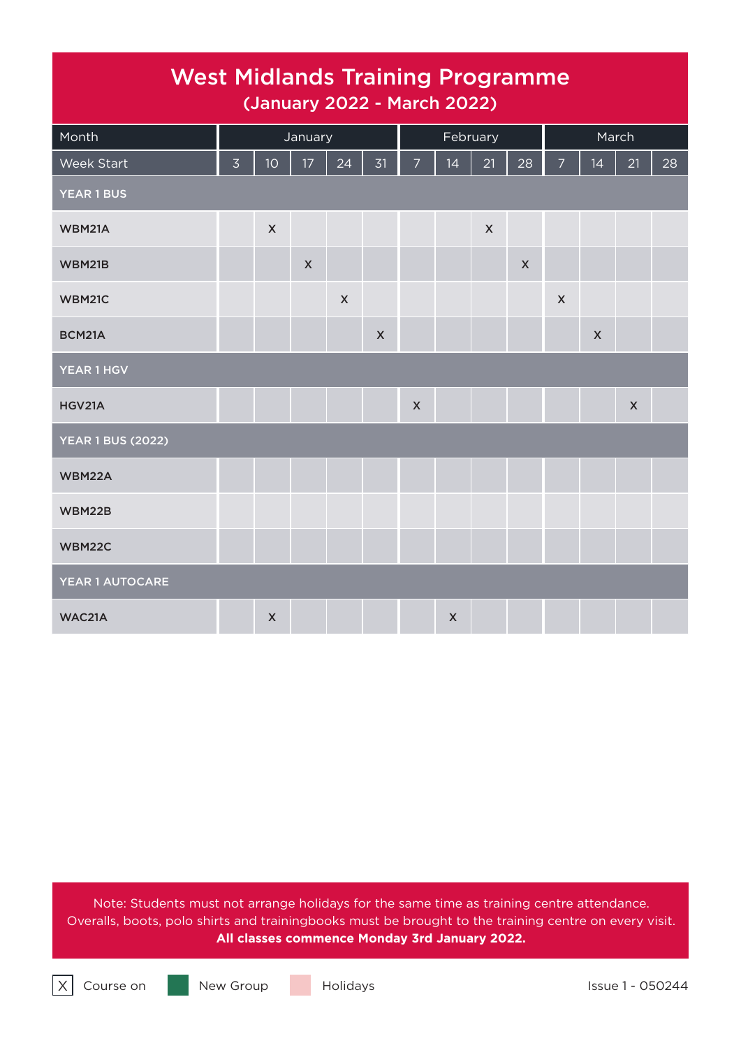# West Midlands Training Programme
## (January 2022 - March 2022)

| Month | January | | | | | February | | | | March | | | |
|---|---|---|---|---|---|---|---|---|---|---|---|---|---|
| Week Start | 3 | 10 | 17 | 24 | 31 | 7 | 14 | 21 | 28 | 7 | 14 | 21 | 28 |
| **YEAR 1 BUS** | | | | | | | | | | | | | |
| **WBM21A** | | X | | | | | | X | | | | | |
| **WBM21B** | | | X | | | | | | X | | | | |
| **WBM21C** | | | | X | | | | | | X | | | |
| **BCM21A** | | | | | X | | | | | | X | | |
| **YEAR 1 HGV** | | | | | | | | | | | | | |
| **HGV21A** | | | | | | X | | | | | | X | |
| **YEAR 1 BUS (2022)** | | | | | | | | | | | | | |
| **WBM22A** | | | | | | | | | | | | | |
| **WBM22B** | | | | | | | | | | | | | |
| **WBM22C** | | | | | | | | | | | | | |
| **YEAR 1 AUTOCARE** | | | | | | | | | | | | | |
| **WAC21A** | | X | | | | | X | | | | | | |

Note: Students must not arrange holidays for the same time as training centre attendance. Overalls, boots, polo shirts and trainingbooks must be brought to the training centre on every visit.
**All classes commence Monday 3rd January 2022.**

X Course on | New Group | Holidays

Issue 1 - 050244